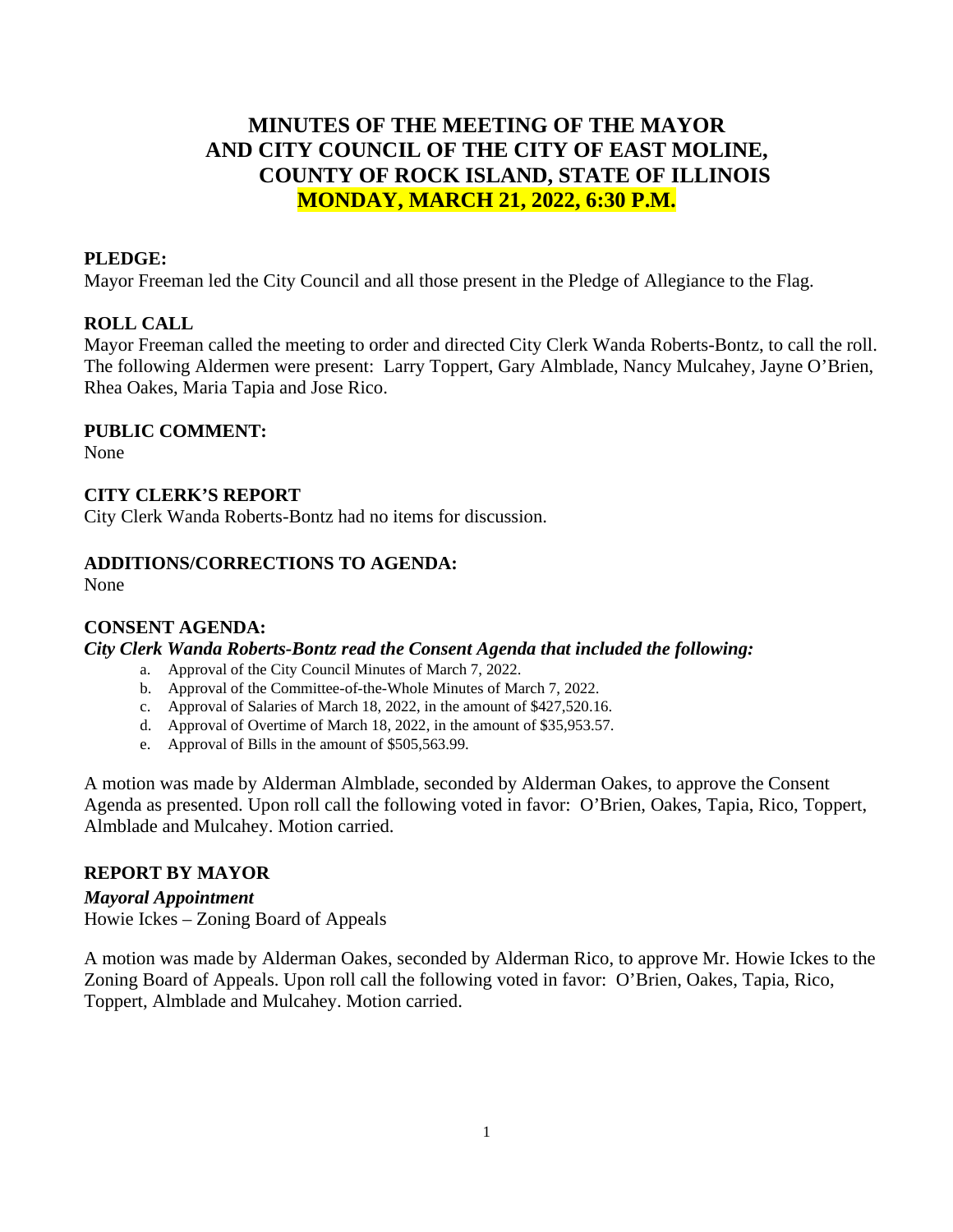# MINUTES OF THE MEETING OF THE MAYOR AND CITY COUNCIL OF THE CITY OF EAST MOLINE, COUNTY OF ROCK ISLAND, STATE OF ILLINOIS

## MONDAY, MARCH 21, 2022, 6:30 P.M.

**PLEDGE:**

Mayor Freeman led the City Council and all those present in the Pledge of Allegiance to the Flag.

**ROLL CALL**

Mayor Freeman called the meeting to order and directed City Clerk Wanda Roberts-Bontz, to call the roll. The following Aldermen were present: Larry Toppert, Gary Almblade, Nancy Mulcahey, Jayne O'Brien, Rhea Oakes, Maria Tapia and Jose Rico.

**PUBLIC COMMENT:**

None

**CITY CLERK'S REPORT**

City Clerk Wanda Roberts-Bontz had no items for discussion.

**ADDITIONS/CORRECTIONS TO AGENDA:**

None

**CONSENT AGENDA:**

***City Clerk Wanda Roberts-Bontz read the Consent Agenda that included the following:***

a. Approval of the City Council Minutes of March 7, 2022.
b. Approval of the Committee-of-the-Whole Minutes of March 7, 2022.
c. Approval of Salaries of March 18, 2022, in the amount of $427,520.16.
d. Approval of Overtime of March 18, 2022, in the amount of $35,953.57.
e. Approval of Bills in the amount of $505,563.99.

A motion was made by Alderman Almblade, seconded by Alderman Oakes, to approve the Consent Agenda as presented. Upon roll call the following voted in favor: O'Brien, Oakes, Tapia, Rico, Toppert, Almblade and Mulcahey. Motion carried.

**REPORT BY MAYOR**

***Mayoral Appointment***

Howie Ickes – Zoning Board of Appeals

A motion was made by Alderman Oakes, seconded by Alderman Rico, to approve Mr. Howie Ickes to the Zoning Board of Appeals. Upon roll call the following voted in favor: O'Brien, Oakes, Tapia, Rico, Toppert, Almblade and Mulcahey. Motion carried.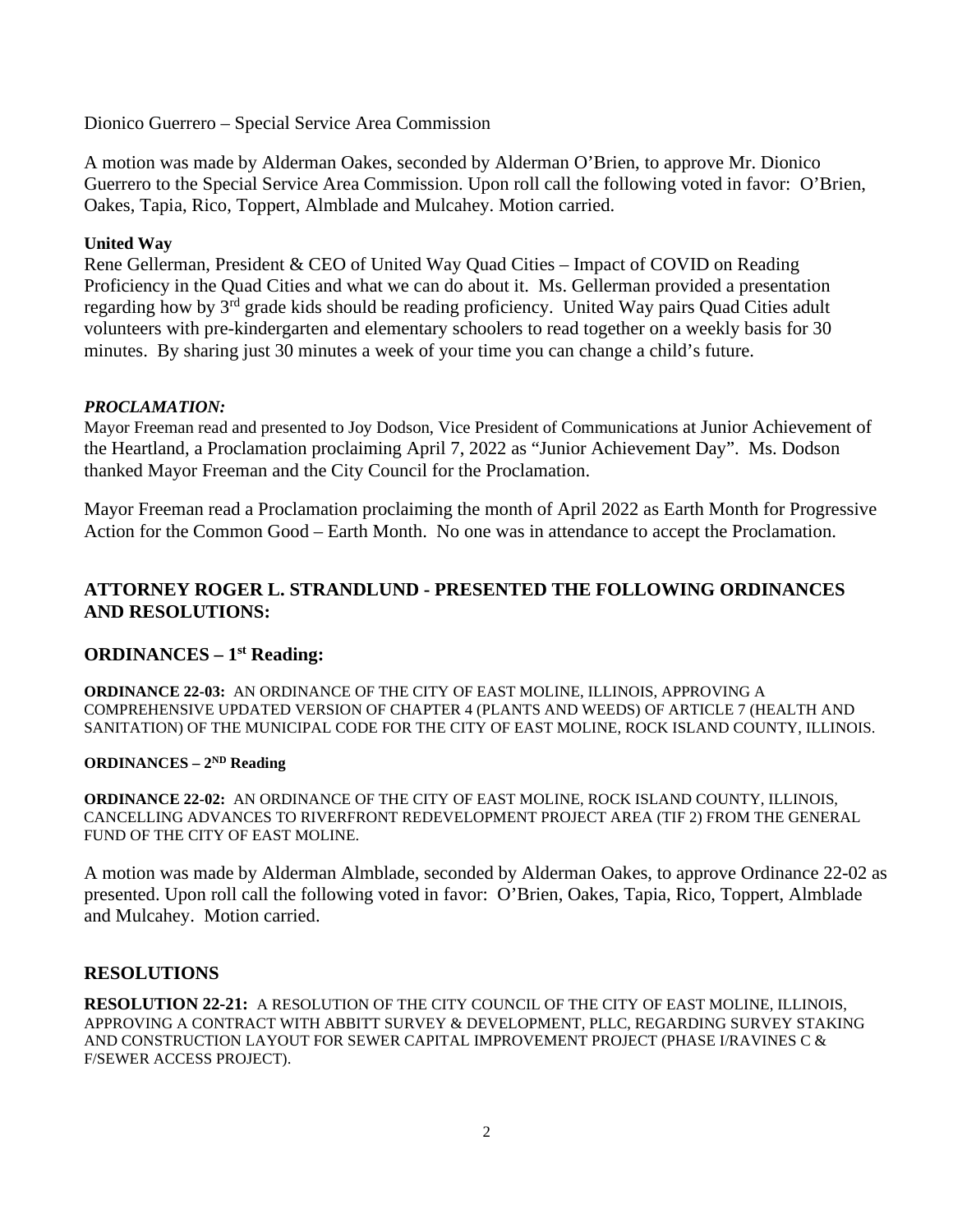Dionico Guerrero – Special Service Area Commission

A motion was made by Alderman Oakes, seconded by Alderman O'Brien, to approve Mr. Dionico Guerrero to the Special Service Area Commission. Upon roll call the following voted in favor: O'Brien, Oakes, Tapia, Rico, Toppert, Almblade and Mulcahey. Motion carried.

**United Way**

Rene Gellerman, President & CEO of United Way Quad Cities – Impact of COVID on Reading Proficiency in the Quad Cities and what we can do about it. Ms. Gellerman provided a presentation regarding how by 3rd grade kids should be reading proficiency. United Way pairs Quad Cities adult volunteers with pre-kindergarten and elementary schoolers to read together on a weekly basis for 30 minutes. By sharing just 30 minutes a week of your time you can change a child's future.

***PROCLAMATION:***

Mayor Freeman read and presented to Joy Dodson, Vice President of Communications at Junior Achievement of the Heartland, a Proclamation proclaiming April 7, 2022 as "Junior Achievement Day". Ms. Dodson thanked Mayor Freeman and the City Council for the Proclamation.

Mayor Freeman read a Proclamation proclaiming the month of April 2022 as Earth Month for Progressive Action for the Common Good – Earth Month. No one was in attendance to accept the Proclamation.

## ATTORNEY ROGER L. STRANDLUND - PRESENTED THE FOLLOWING ORDINANCES AND RESOLUTIONS:

## ORDINANCES – 1st Reading:

**ORDINANCE 22-03:** AN ORDINANCE OF THE CITY OF EAST MOLINE, ILLINOIS, APPROVING A COMPREHENSIVE UPDATED VERSION OF CHAPTER 4 (PLANTS AND WEEDS) OF ARTICLE 7 (HEALTH AND SANITATION) OF THE MUNICIPAL CODE FOR THE CITY OF EAST MOLINE, ROCK ISLAND COUNTY, ILLINOIS.

**ORDINANCES – 2ND Reading**

**ORDINANCE 22-02:** AN ORDINANCE OF THE CITY OF EAST MOLINE, ROCK ISLAND COUNTY, ILLINOIS, CANCELLING ADVANCES TO RIVERFRONT REDEVELOPMENT PROJECT AREA (TIF 2) FROM THE GENERAL FUND OF THE CITY OF EAST MOLINE.

A motion was made by Alderman Almblade, seconded by Alderman Oakes, to approve Ordinance 22-02 as presented. Upon roll call the following voted in favor: O'Brien, Oakes, Tapia, Rico, Toppert, Almblade and Mulcahey. Motion carried.

## RESOLUTIONS

**RESOLUTION 22-21:** A RESOLUTION OF THE CITY COUNCIL OF THE CITY OF EAST MOLINE, ILLINOIS, APPROVING A CONTRACT WITH ABBITT SURVEY & DEVELOPMENT, PLLC, REGARDING SURVEY STAKING AND CONSTRUCTION LAYOUT FOR SEWER CAPITAL IMPROVEMENT PROJECT (PHASE I/RAVINES C & F/SEWER ACCESS PROJECT).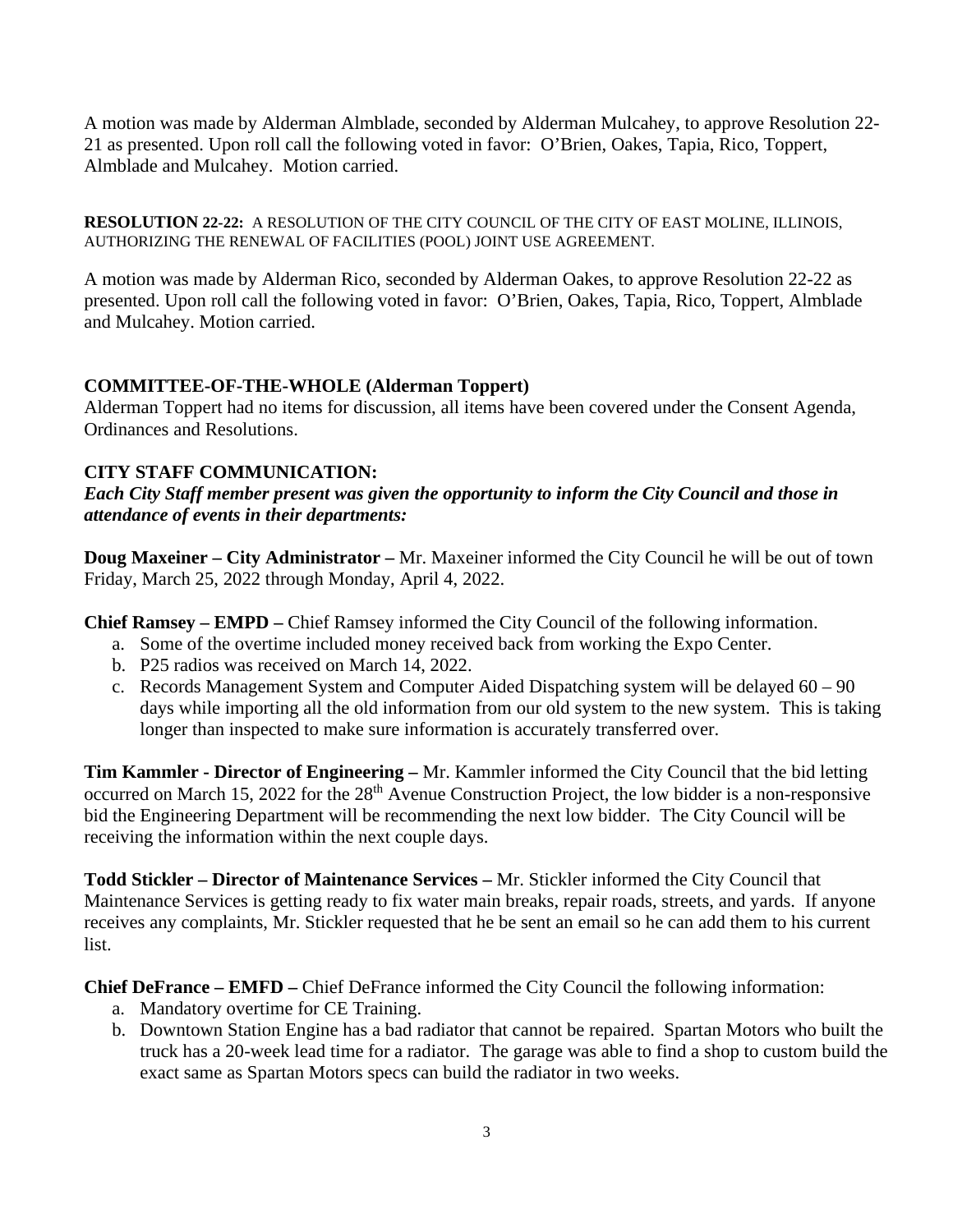A motion was made by Alderman Almblade, seconded by Alderman Mulcahey, to approve Resolution 22-21 as presented. Upon roll call the following voted in favor: O'Brien, Oakes, Tapia, Rico, Toppert, Almblade and Mulcahey. Motion carried.

**RESOLUTION 22-22:** A RESOLUTION OF THE CITY COUNCIL OF THE CITY OF EAST MOLINE, ILLINOIS, AUTHORIZING THE RENEWAL OF FACILITIES (POOL) JOINT USE AGREEMENT.

A motion was made by Alderman Rico, seconded by Alderman Oakes, to approve Resolution 22-22 as presented. Upon roll call the following voted in favor: O'Brien, Oakes, Tapia, Rico, Toppert, Almblade and Mulcahey. Motion carried.

**COMMITTEE-OF-THE-WHOLE (Alderman Toppert)**

Alderman Toppert had no items for discussion, all items have been covered under the Consent Agenda, Ordinances and Resolutions.

**CITY STAFF COMMUNICATION:**

***Each City Staff member present was given the opportunity to inform the City Council and those in attendance of events in their departments:***

**Doug Maxeiner – City Administrator –** Mr. Maxeiner informed the City Council he will be out of town Friday, March 25, 2022 through Monday, April 4, 2022.

**Chief Ramsey – EMPD –** Chief Ramsey informed the City Council of the following information.

a. Some of the overtime included money received back from working the Expo Center.
b. P25 radios was received on March 14, 2022.
c. Records Management System and Computer Aided Dispatching system will be delayed 60 – 90 days while importing all the old information from our old system to the new system. This is taking longer than inspected to make sure information is accurately transferred over.

**Tim Kammler - Director of Engineering –** Mr. Kammler informed the City Council that the bid letting occurred on March 15, 2022 for the 28th Avenue Construction Project, the low bidder is a non-responsive bid the Engineering Department will be recommending the next low bidder. The City Council will be receiving the information within the next couple days.

**Todd Stickler – Director of Maintenance Services –** Mr. Stickler informed the City Council that Maintenance Services is getting ready to fix water main breaks, repair roads, streets, and yards. If anyone receives any complaints, Mr. Stickler requested that he be sent an email so he can add them to his current list.

**Chief DeFrance – EMFD –** Chief DeFrance informed the City Council the following information:

a. Mandatory overtime for CE Training.
b. Downtown Station Engine has a bad radiator that cannot be repaired. Spartan Motors who built the truck has a 20-week lead time for a radiator. The garage was able to find a shop to custom build the exact same as Spartan Motors specs can build the radiator in two weeks.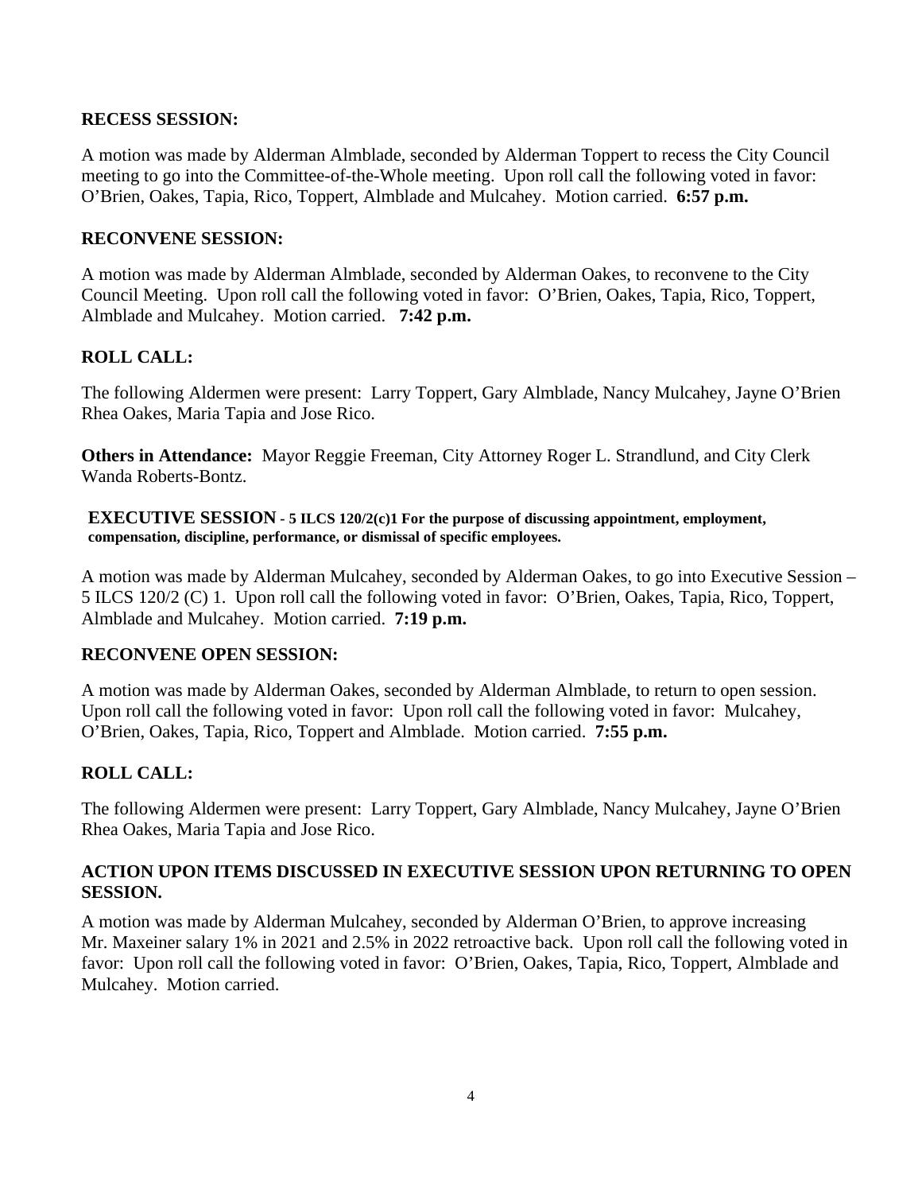**RECESS SESSION:**

A motion was made by Alderman Almblade, seconded by Alderman Toppert to recess the City Council meeting to go into the Committee-of-the-Whole meeting. Upon roll call the following voted in favor: O'Brien, Oakes, Tapia, Rico, Toppert, Almblade and Mulcahey. Motion carried. **6:57 p.m.**

**RECONVENE SESSION:**

A motion was made by Alderman Almblade, seconded by Alderman Oakes, to reconvene to the City Council Meeting. Upon roll call the following voted in favor: O'Brien, Oakes, Tapia, Rico, Toppert, Almblade and Mulcahey. Motion carried. **7:42 p.m.**

**ROLL CALL:**

The following Aldermen were present: Larry Toppert, Gary Almblade, Nancy Mulcahey, Jayne O'Brien Rhea Oakes, Maria Tapia and Jose Rico.

**Others in Attendance:** Mayor Reggie Freeman, City Attorney Roger L. Strandlund, and City Clerk Wanda Roberts-Bontz.

**EXECUTIVE SESSION - 5 ILCS 120/2(c)1 For the purpose of discussing appointment, employment, compensation, discipline, performance, or dismissal of specific employees.**

A motion was made by Alderman Mulcahey, seconded by Alderman Oakes, to go into Executive Session – 5 ILCS 120/2 (C) 1. Upon roll call the following voted in favor: O'Brien, Oakes, Tapia, Rico, Toppert, Almblade and Mulcahey. Motion carried. **7:19 p.m.**

**RECONVENE OPEN SESSION:**

A motion was made by Alderman Oakes, seconded by Alderman Almblade, to return to open session. Upon roll call the following voted in favor: Upon roll call the following voted in favor: Mulcahey, O'Brien, Oakes, Tapia, Rico, Toppert and Almblade. Motion carried. **7:55 p.m.**

**ROLL CALL:**

The following Aldermen were present: Larry Toppert, Gary Almblade, Nancy Mulcahey, Jayne O'Brien Rhea Oakes, Maria Tapia and Jose Rico.

**ACTION UPON ITEMS DISCUSSED IN EXECUTIVE SESSION UPON RETURNING TO OPEN SESSION.**

A motion was made by Alderman Mulcahey, seconded by Alderman O'Brien, to approve increasing Mr. Maxeiner salary 1% in 2021 and 2.5% in 2022 retroactive back. Upon roll call the following voted in favor: Upon roll call the following voted in favor: O'Brien, Oakes, Tapia, Rico, Toppert, Almblade and Mulcahey. Motion carried.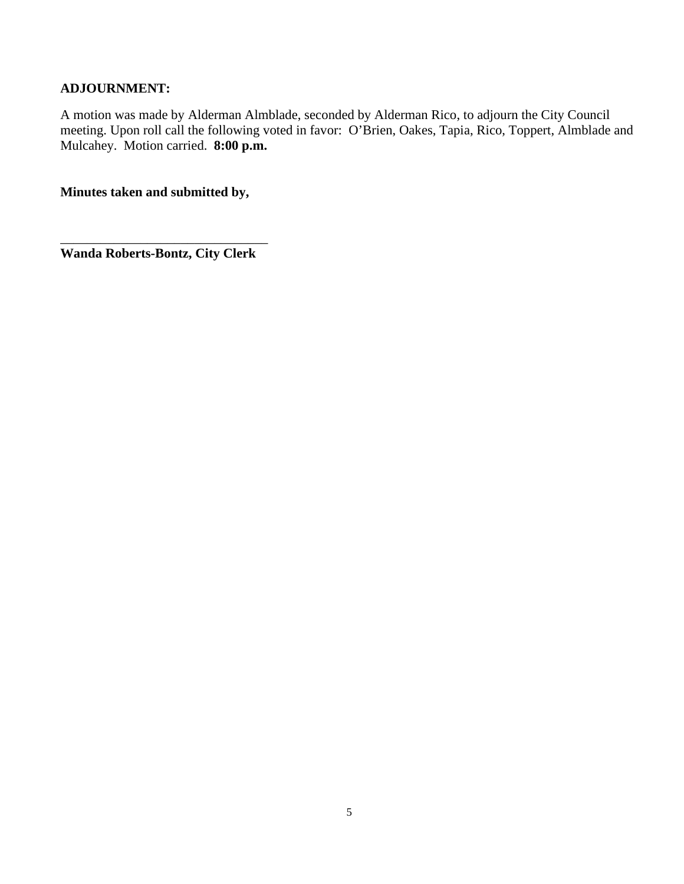**ADJOURNMENT:**

A motion was made by Alderman Almblade, seconded by Alderman Rico, to adjourn the City Council meeting. Upon roll call the following voted in favor: O'Brien, Oakes, Tapia, Rico, Toppert, Almblade and Mulcahey. Motion carried. **8:00 p.m.**

**Minutes taken and submitted by,**

\_\_\_\_\_\_\_\_\_\_\_\_\_\_\_\_\_\_\_\_\_\_\_\_\_\_\_\_\_\_\_\_

**Wanda Roberts-Bontz, City Clerk**